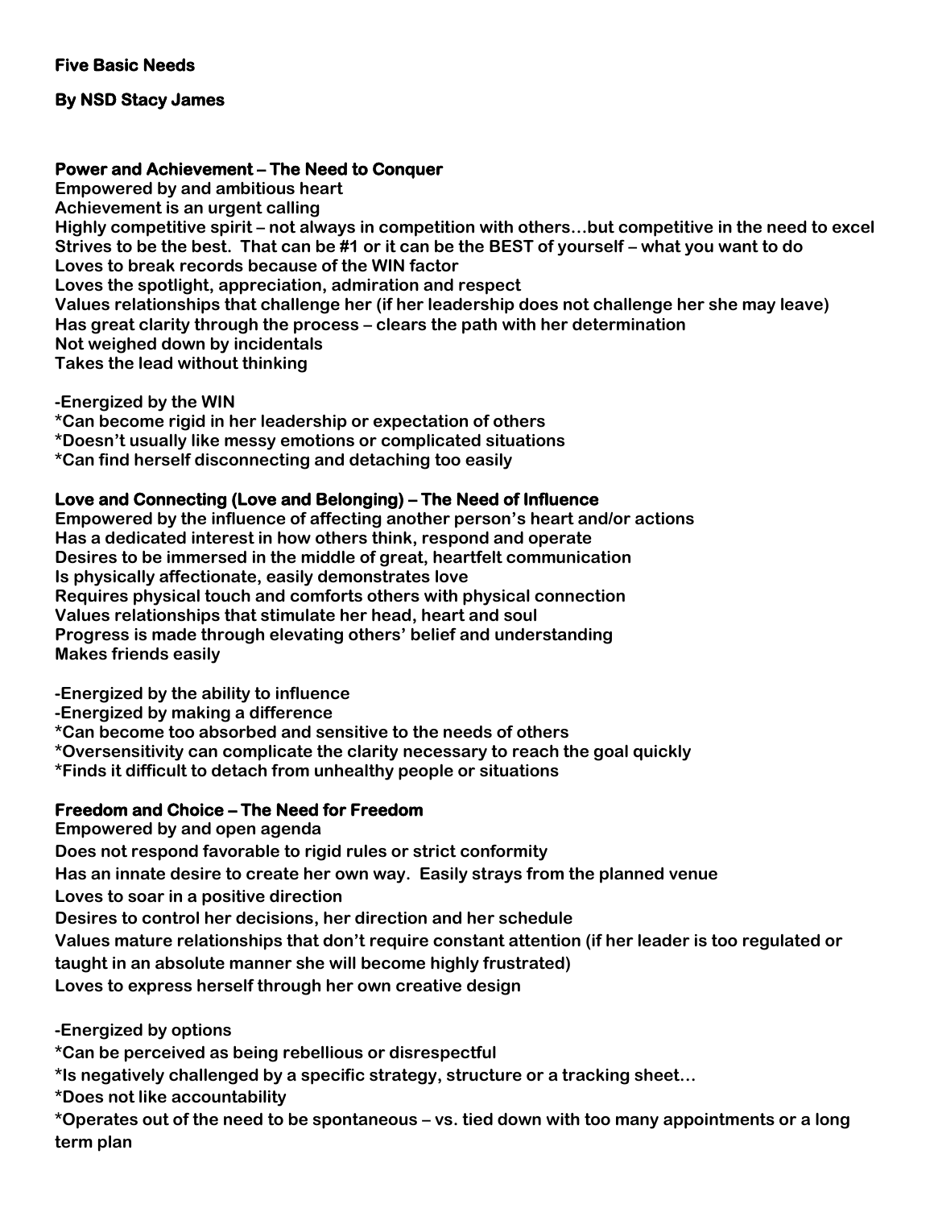**Five Basic Needs**

**By NSD Stacy James**

**Power and Achievement – The Need to Conquer**

Empowered by and ambitious heart
Achievement is an urgent calling
Highly competitive spirit – not always in competition with others…but competitive in the need to excel
Strives to be the best. That can be #1 or it can be the BEST of yourself – what you want to do
Loves to break records because of the WIN factor
Loves the spotlight, appreciation, admiration and respect
Values relationships that challenge her (if her leadership does not challenge her she may leave)
Has great clarity through the process – clears the path with her determination
Not weighed down by incidentals
Takes the lead without thinking

-Energized by the WIN
*Can become rigid in her leadership or expectation of others
*Doesn't usually like messy emotions or complicated situations
*Can find herself disconnecting and detaching too easily

**Love and Connecting (Love and Belonging) – The Need of Influence**

Empowered by the influence of affecting another person's heart and/or actions
Has a dedicated interest in how others think, respond and operate
Desires to be immersed in the middle of great, heartfelt communication
Is physically affectionate, easily demonstrates love
Requires physical touch and comforts others with physical connection
Values relationships that stimulate her head, heart and soul
Progress is made through elevating others' belief and understanding
Makes friends easily

-Energized by the ability to influence
-Energized by making a difference
*Can become too absorbed and sensitive to the needs of others
*Oversensitivity can complicate the clarity necessary to reach the goal quickly
*Finds it difficult to detach from unhealthy people or situations

**Freedom and Choice – The Need for Freedom**

Empowered by and open agenda
Does not respond favorable to rigid rules or strict conformity
Has an innate desire to create her own way. Easily strays from the planned venue
Loves to soar in a positive direction
Desires to control her decisions, her direction and her schedule
Values mature relationships that don't require constant attention (if her leader is too regulated or taught in an absolute manner she will become highly frustrated)
Loves to express herself through her own creative design

-Energized by options
*Can be perceived as being rebellious or disrespectful
*Is negatively challenged by a specific strategy, structure or a tracking sheet…
*Does not like accountability
*Operates out of the need to be spontaneous – vs. tied down with too many appointments or a long term plan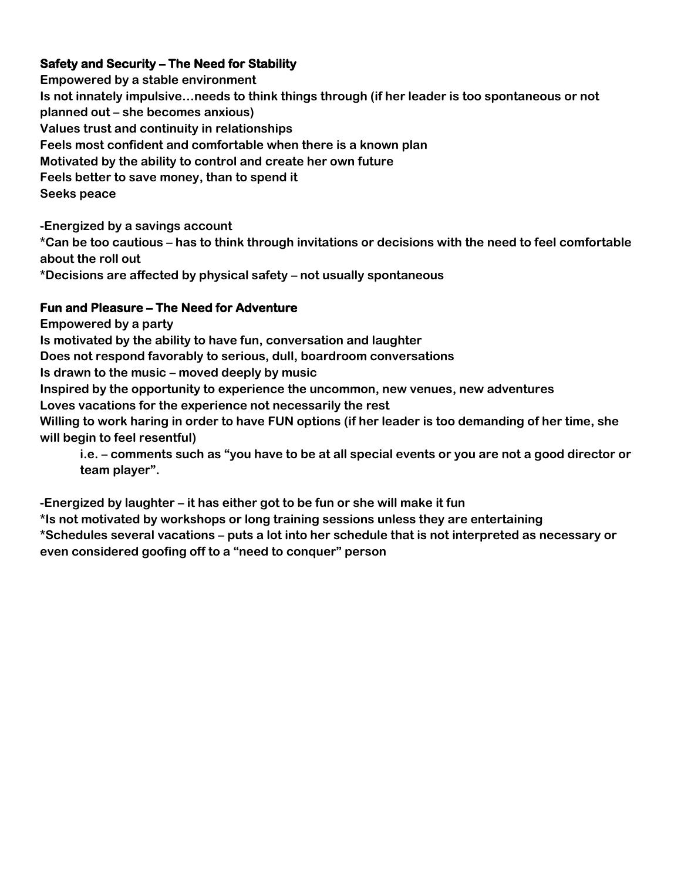**Safety and Security – The Need for Stability**

**Empowered by a stable environment**
**Is not innately impulsive…needs to think things through (if her leader is too spontaneous or not planned out – she becomes anxious)**
**Values trust and continuity in relationships**
**Feels most confident and comfortable when there is a known plan**
**Motivated by the ability to control and create her own future**
**Feels better to save money, than to spend it**
**Seeks peace**

**-Energized by a savings account**
**\*Can be too cautious – has to think through invitations or decisions with the need to feel comfortable about the roll out**
**\*Decisions are affected by physical safety – not usually spontaneous**

**Fun and Pleasure – The Need for Adventure**

**Empowered by a party**
**Is motivated by the ability to have fun, conversation and laughter**
**Does not respond favorably to serious, dull, boardroom conversations**
**Is drawn to the music – moved deeply by music**
**Inspired by the opportunity to experience the uncommon, new venues, new adventures**
**Loves vacations for the experience not necessarily the rest**
**Willing to work haring in order to have FUN options (if her leader is too demanding of her time, she will begin to feel resentful)**

> **i.e. – comments such as "you have to be at all special events or you are not a good director or team player".**

**-Energized by laughter – it has either got to be fun or she will make it fun**
**\*Is not motivated by workshops or long training sessions unless they are entertaining**
**\*Schedules several vacations – puts a lot into her schedule that is not interpreted as necessary or even considered goofing off to a "need to conquer" person**